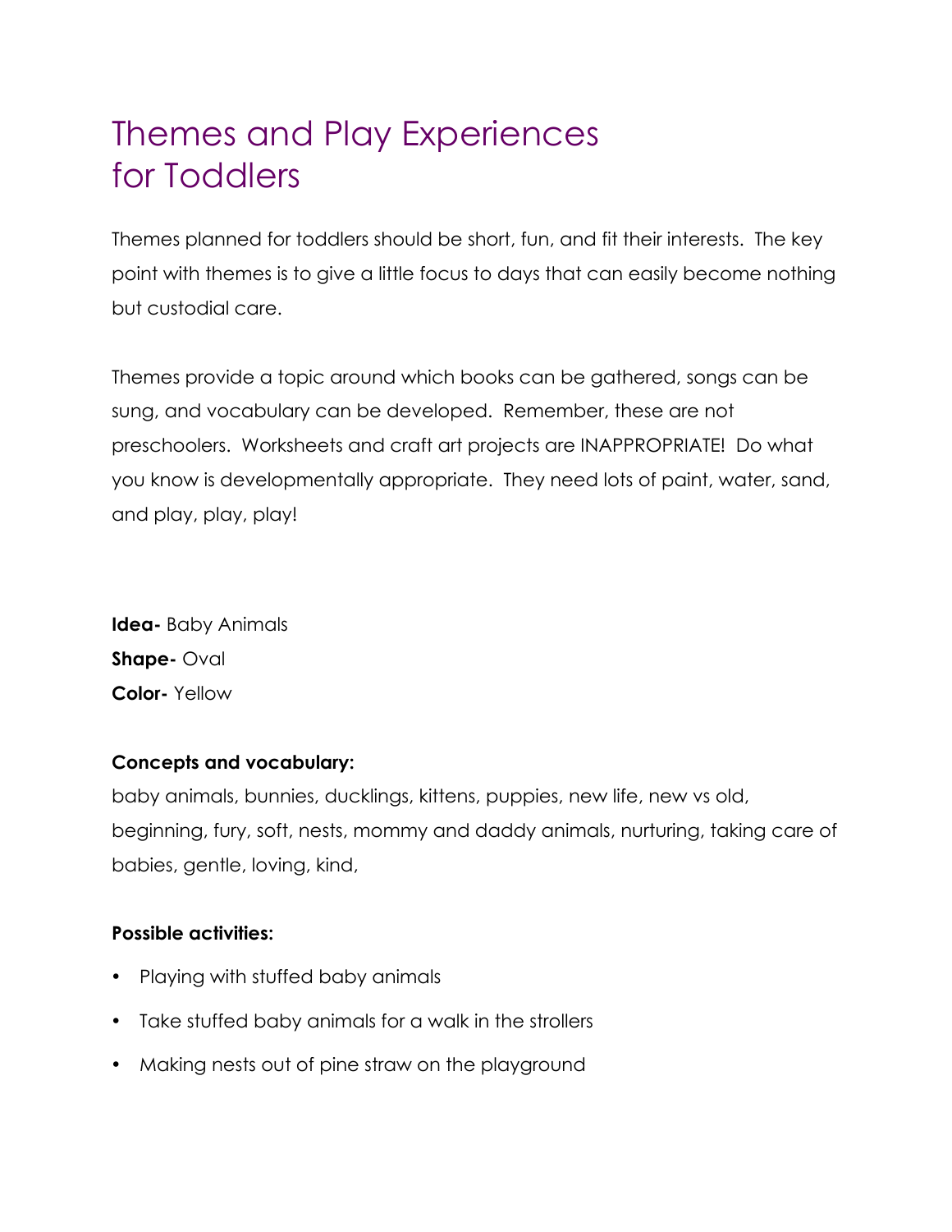# Themes and Play Experiences for Toddlers

Themes planned for toddlers should be short, fun, and fit their interests. The key point with themes is to give a little focus to days that can easily become nothing but custodial care.

Themes provide a topic around which books can be gathered, songs can be sung, and vocabulary can be developed. Remember, these are not preschoolers. Worksheets and craft art projects are INAPPROPRIATE! Do what you know is developmentally appropriate. They need lots of paint, water, sand, and play, play, play!

**Idea-** Baby Animals
**Shape-** Oval
**Color-** Yellow

**Concepts and vocabulary:**

baby animals, bunnies, ducklings, kittens, puppies, new life, new vs old, beginning, fury, soft, nests, mommy and daddy animals, nurturing, taking care of babies, gentle, loving, kind,

**Possible activities:**

- Playing with stuffed baby animals
- Take stuffed baby animals for a walk in the strollers
- Making nests out of pine straw on the playground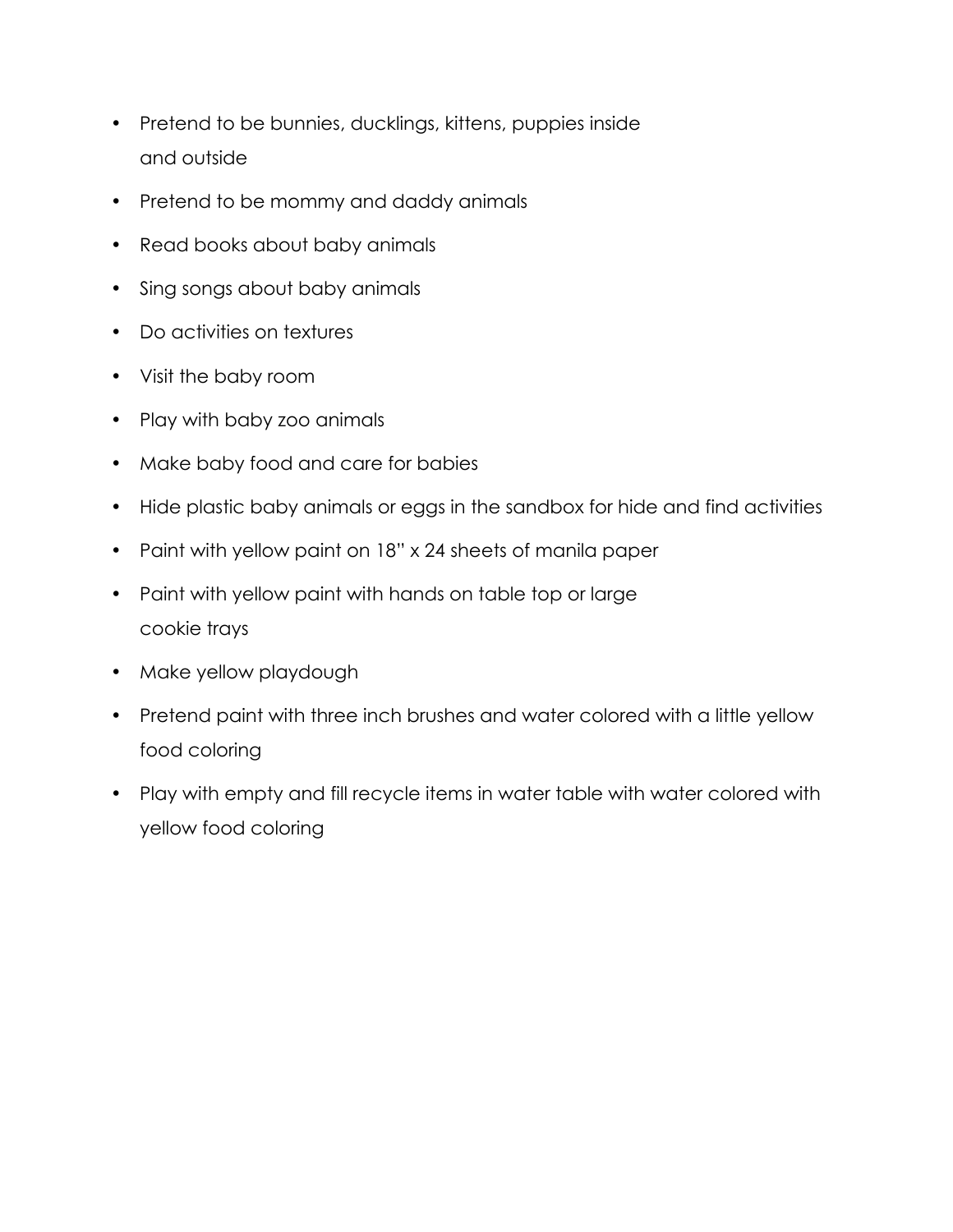- Pretend to be bunnies, ducklings, kittens, puppies inside and outside
- Pretend to be mommy and daddy animals
- Read books about baby animals
- Sing songs about baby animals
- Do activities on textures
- Visit the baby room
- Play with baby zoo animals
- Make baby food and care for babies
- Hide plastic baby animals or eggs in the sandbox for hide and find activities
- Paint with yellow paint on 18" x 24 sheets of manila paper
- Paint with yellow paint with hands on table top or large cookie trays
- Make yellow playdough
- Pretend paint with three inch brushes and water colored with a little yellow food coloring
- Play with empty and fill recycle items in water table with water colored with yellow food coloring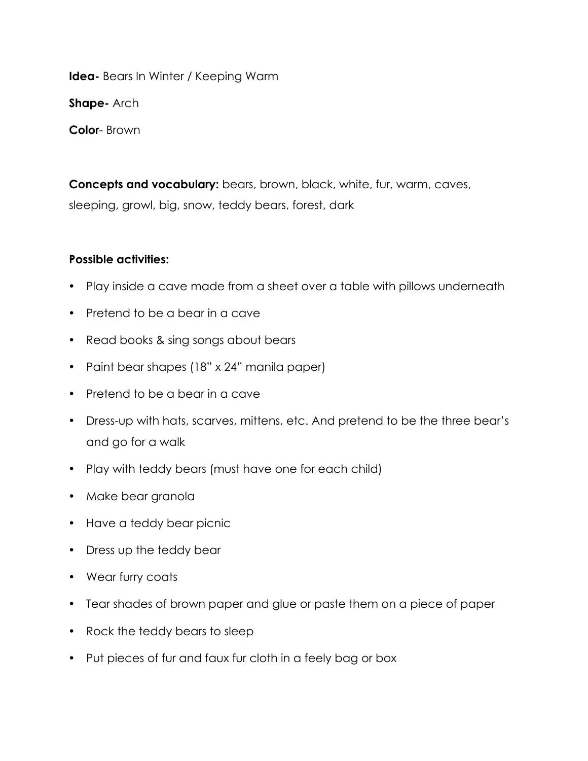**Idea-** Bears In Winter / Keeping Warm

**Shape-** Arch

**Color**- Brown

**Concepts and vocabulary:** bears, brown, black, white, fur, warm, caves, sleeping, growl, big, snow, teddy bears, forest, dark

**Possible activities:**

- Play inside a cave made from a sheet over a table with pillows underneath
- Pretend to be a bear in a cave
- Read books & sing songs about bears
- Paint bear shapes (18" x 24" manila paper)
- Pretend to be a bear in a cave
- Dress-up with hats, scarves, mittens, etc. And pretend to be the three bear's and go for a walk
- Play with teddy bears (must have one for each child)
- Make bear granola
- Have a teddy bear picnic
- Dress up the teddy bear
- Wear furry coats
- Tear shades of brown paper and glue or paste them on a piece of paper
- Rock the teddy bears to sleep
- Put pieces of fur and faux fur cloth in a feely bag or box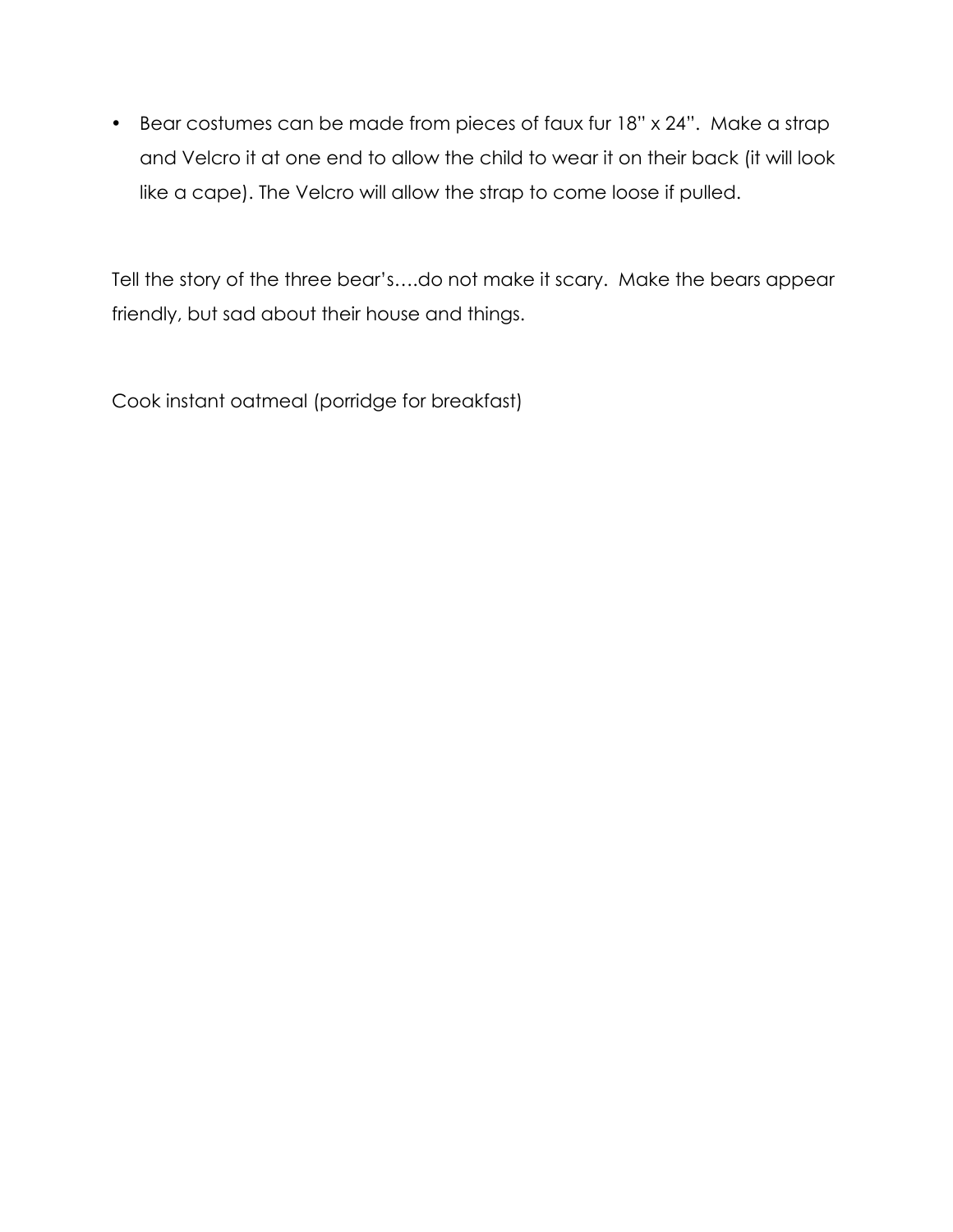- Bear costumes can be made from pieces of faux fur 18" x 24". Make a strap and Velcro it at one end to allow the child to wear it on their back (it will look like a cape). The Velcro will allow the strap to come loose if pulled.

Tell the story of the three bear's….do not make it scary. Make the bears appear friendly, but sad about their house and things.

Cook instant oatmeal (porridge for breakfast)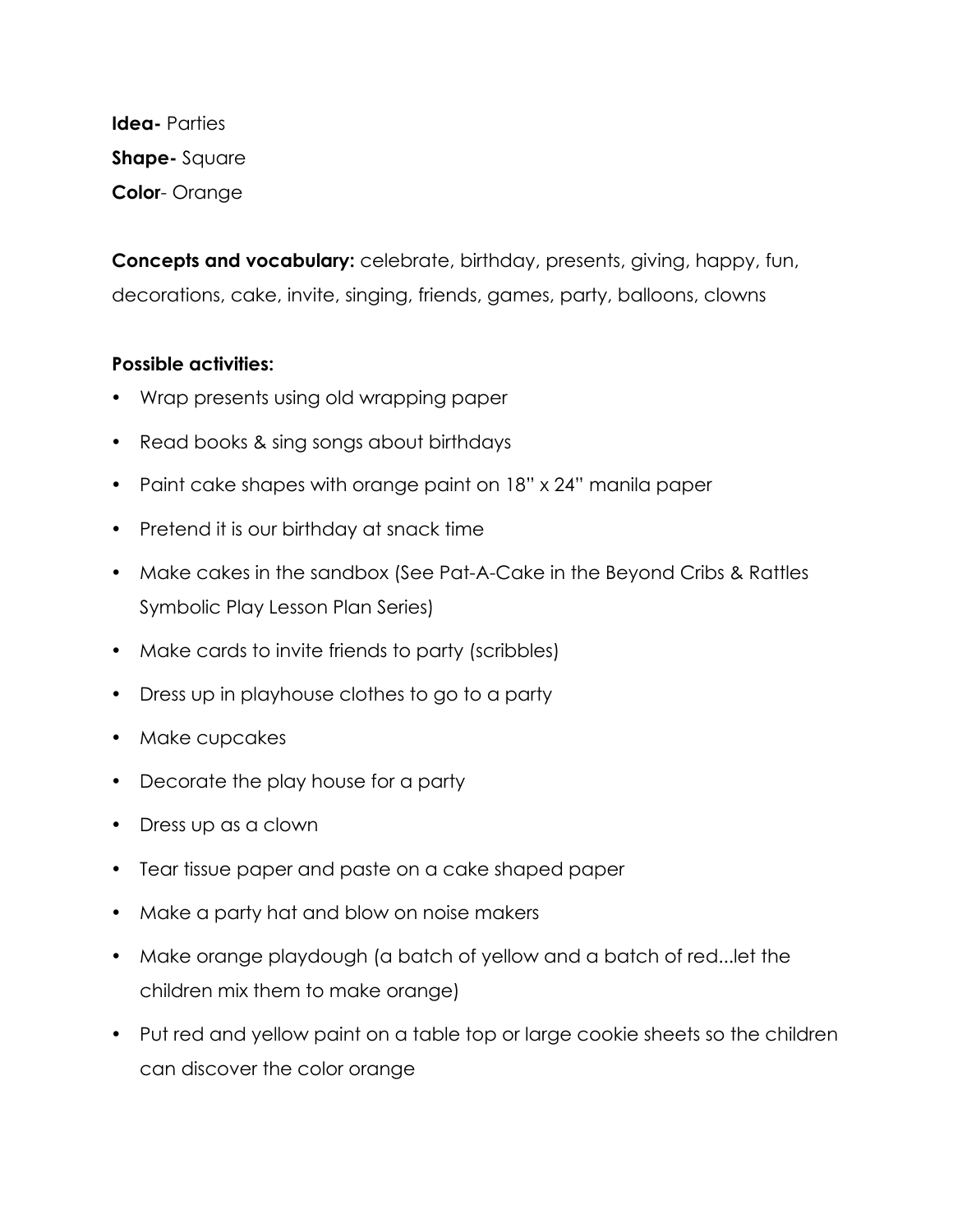**Idea-** Parties

**Shape-** Square

**Color**- Orange

**Concepts and vocabulary:** celebrate, birthday, presents, giving, happy, fun, decorations, cake, invite, singing, friends, games, party, balloons, clowns

**Possible activities:**

- Wrap presents using old wrapping paper
- Read books & sing songs about birthdays
- Paint cake shapes with orange paint on 18" x 24" manila paper
- Pretend it is our birthday at snack time
- Make cakes in the sandbox (See Pat-A-Cake in the Beyond Cribs & Rattles Symbolic Play Lesson Plan Series)
- Make cards to invite friends to party (scribbles)
- Dress up in playhouse clothes to go to a party
- Make cupcakes
- Decorate the play house for a party
- Dress up as a clown
- Tear tissue paper and paste on a cake shaped paper
- Make a party hat and blow on noise makers
- Make orange playdough (a batch of yellow and a batch of red...let the children mix them to make orange)
- Put red and yellow paint on a table top or large cookie sheets so the children can discover the color orange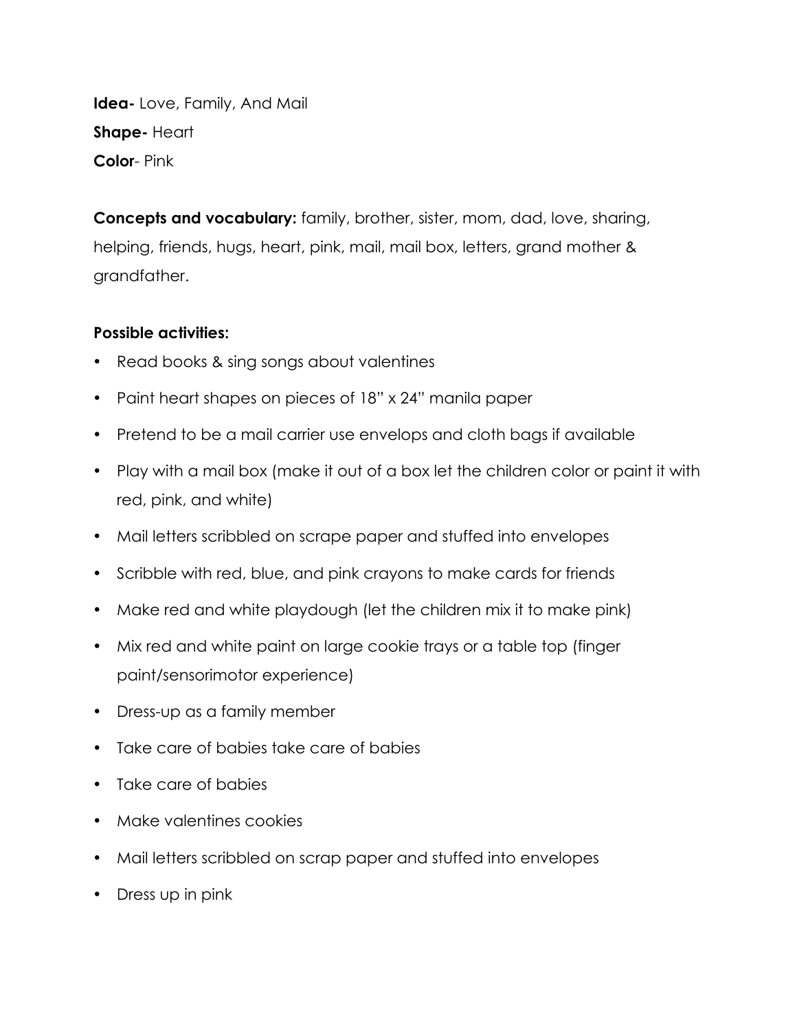**Idea-** Love, Family, And Mail

**Shape-** Heart

**Color**- Pink

**Concepts and vocabulary:** family, brother, sister, mom, dad, love, sharing, helping, friends, hugs, heart, pink, mail, mail box, letters, grand mother & grandfather.

**Possible activities:**

- Read books & sing songs about valentines
- Paint heart shapes on pieces of 18" x 24" manila paper
- Pretend to be a mail carrier use envelops and cloth bags if available
- Play with a mail box (make it out of a box let the children color or paint it with red, pink, and white)
- Mail letters scribbled on scrape paper and stuffed into envelopes
- Scribble with red, blue, and pink crayons to make cards for friends
- Make red and white playdough (let the children mix it to make pink)
- Mix red and white paint on large cookie trays or a table top (finger paint/sensorimotor experience)
- Dress-up as a family member
- Take care of babies take care of babies
- Take care of babies
- Make valentines cookies
- Mail letters scribbled on scrap paper and stuffed into envelopes
- Dress up in pink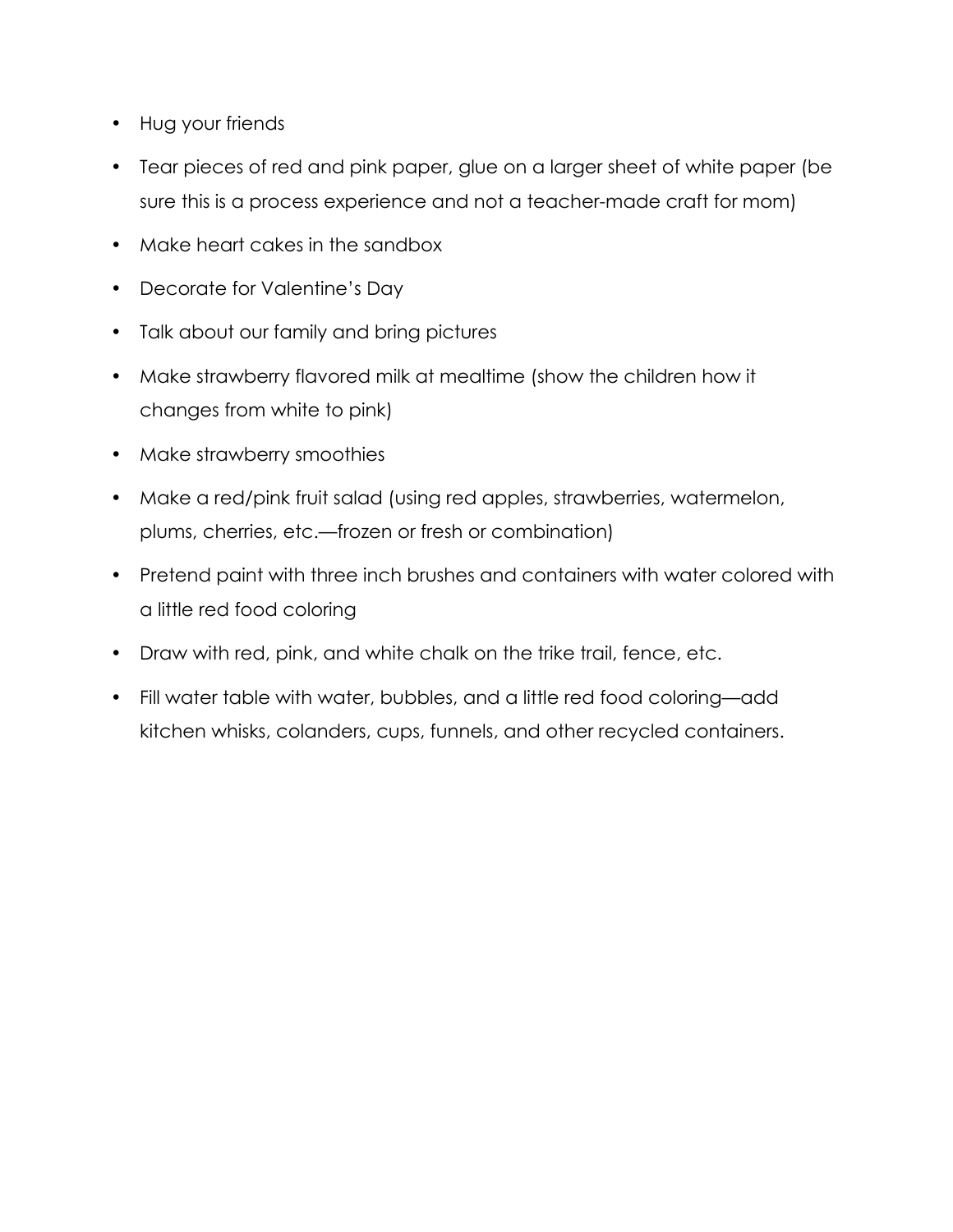- Hug your friends
- Tear pieces of red and pink paper, glue on a larger sheet of white paper (be sure this is a process experience and not a teacher-made craft for mom)
- Make heart cakes in the sandbox
- Decorate for Valentine's Day
- Talk about our family and bring pictures
- Make strawberry flavored milk at mealtime (show the children how it changes from white to pink)
- Make strawberry smoothies
- Make a red/pink fruit salad (using red apples, strawberries, watermelon, plums, cherries, etc.—frozen or fresh or combination)
- Pretend paint with three inch brushes and containers with water colored with a little red food coloring
- Draw with red, pink, and white chalk on the trike trail, fence, etc.
- Fill water table with water, bubbles, and a little red food coloring—add kitchen whisks, colanders, cups, funnels, and other recycled containers.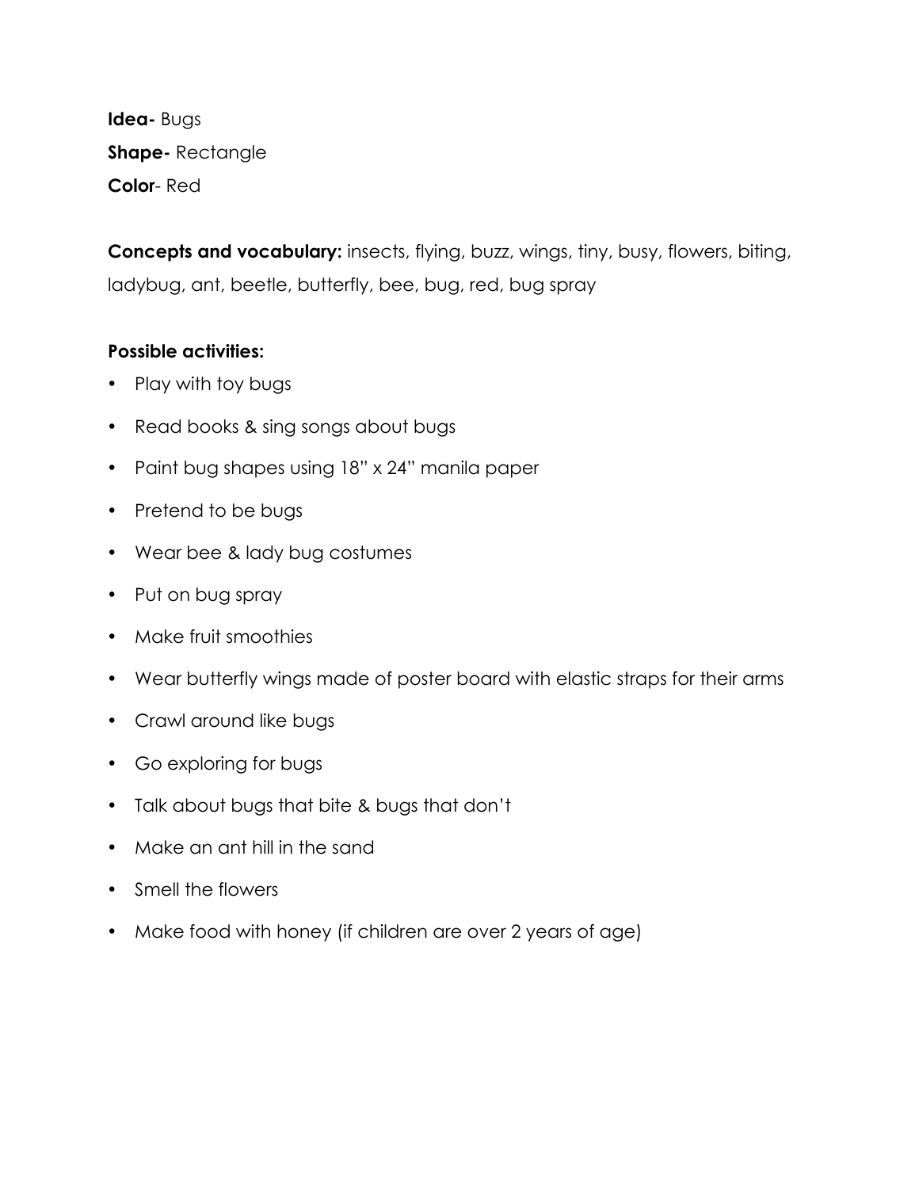**Idea-** Bugs

**Shape-** Rectangle

**Color**- Red

**Concepts and vocabulary:** insects, flying, buzz, wings, tiny, busy, flowers, biting, ladybug, ant, beetle, butterfly, bee, bug, red, bug spray

**Possible activities:**

- Play with toy bugs
- Read books & sing songs about bugs
- Paint bug shapes using 18" x 24" manila paper
- Pretend to be bugs
- Wear bee & lady bug costumes
- Put on bug spray
- Make fruit smoothies
- Wear butterfly wings made of poster board with elastic straps for their arms
- Crawl around like bugs
- Go exploring for bugs
- Talk about bugs that bite & bugs that don't
- Make an ant hill in the sand
- Smell the flowers
- Make food with honey (if children are over 2 years of age)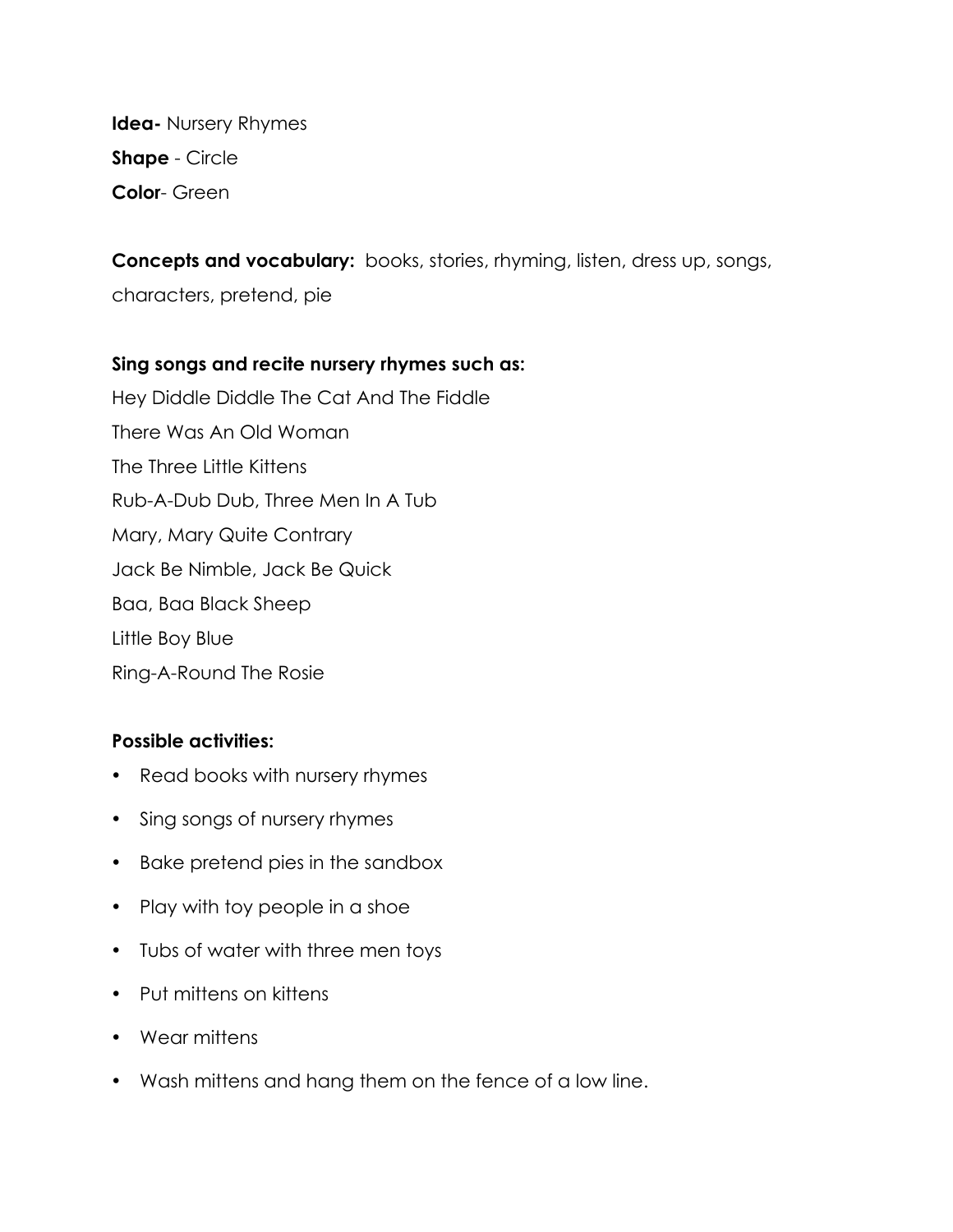**Idea-** Nursery Rhymes

**Shape** - Circle

**Color**- Green

**Concepts and vocabulary:** books, stories, rhyming, listen, dress up, songs, characters, pretend, pie

**Sing songs and recite nursery rhymes such as:**

Hey Diddle Diddle The Cat And The Fiddle

There Was An Old Woman

The Three Little Kittens

Rub-A-Dub Dub, Three Men In A Tub

Mary, Mary Quite Contrary

Jack Be Nimble, Jack Be Quick

Baa, Baa Black Sheep

Little Boy Blue

Ring-A-Round The Rosie

**Possible activities:**

- Read books with nursery rhymes
- Sing songs of nursery rhymes
- Bake pretend pies in the sandbox
- Play with toy people in a shoe
- Tubs of water with three men toys
- Put mittens on kittens
- Wear mittens
- Wash mittens and hang them on the fence of a low line.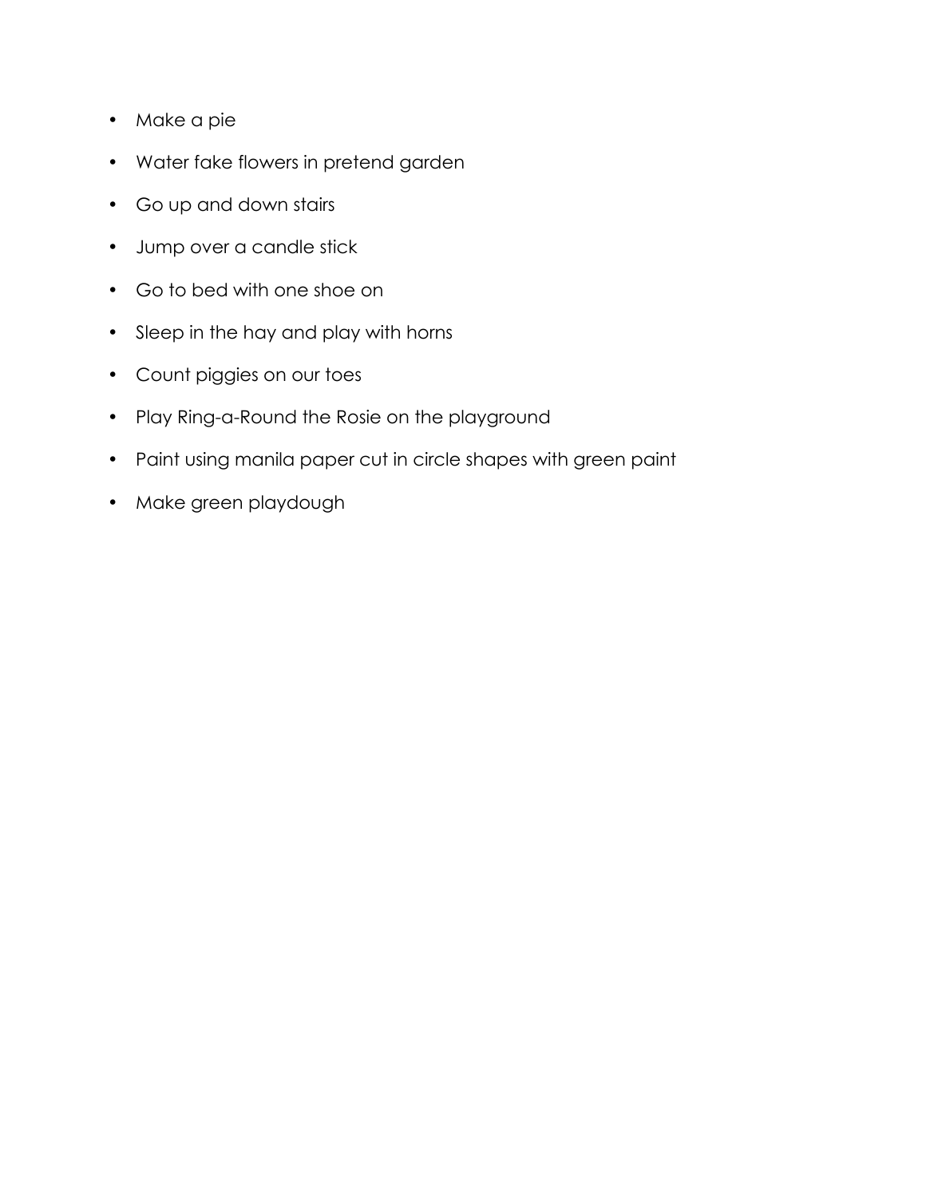- Make a pie
- Water fake flowers in pretend garden
- Go up and down stairs
- Jump over a candle stick
- Go to bed with one shoe on
- Sleep in the hay and play with horns
- Count piggies on our toes
- Play Ring-a-Round the Rosie on the playground
- Paint using manila paper cut in circle shapes with green paint
- Make green playdough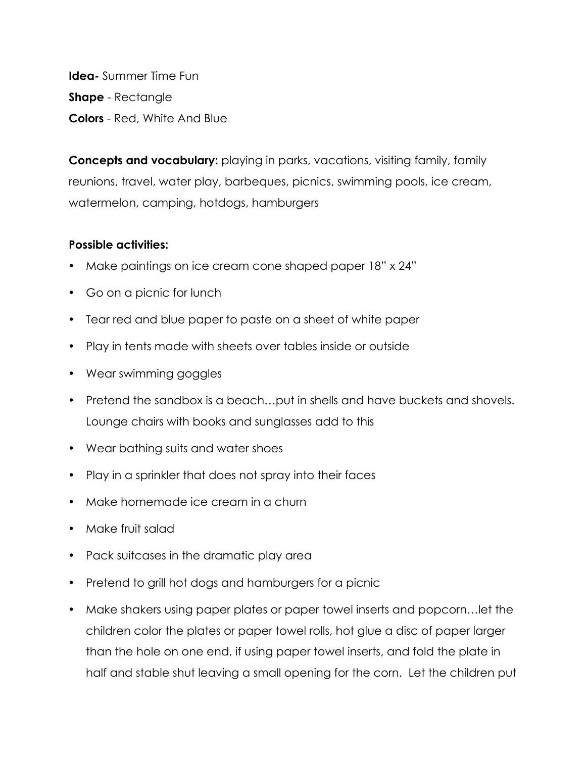**Idea-** Summer Time Fun

**Shape** - Rectangle

**Colors** - Red, White And Blue

**Concepts and vocabulary:** playing in parks, vacations, visiting family, family reunions, travel, water play, barbeques, picnics, swimming pools, ice cream, watermelon, camping, hotdogs, hamburgers

**Possible activities:**

- Make paintings on ice cream cone shaped paper 18" x 24"
- Go on a picnic for lunch
- Tear red and blue paper to paste on a sheet of white paper
- Play in tents made with sheets over tables inside or outside
- Wear swimming goggles
- Pretend the sandbox is a beach…put in shells and have buckets and shovels. Lounge chairs with books and sunglasses add to this
- Wear bathing suits and water shoes
- Play in a sprinkler that does not spray into their faces
- Make homemade ice cream in a churn
- Make fruit salad
- Pack suitcases in the dramatic play area
- Pretend to grill hot dogs and hamburgers for a picnic
- Make shakers using paper plates or paper towel inserts and popcorn…let the children color the plates or paper towel rolls, hot glue a disc of paper larger than the hole on one end, if using paper towel inserts, and fold the plate in half and stable shut leaving a small opening for the corn. Let the children put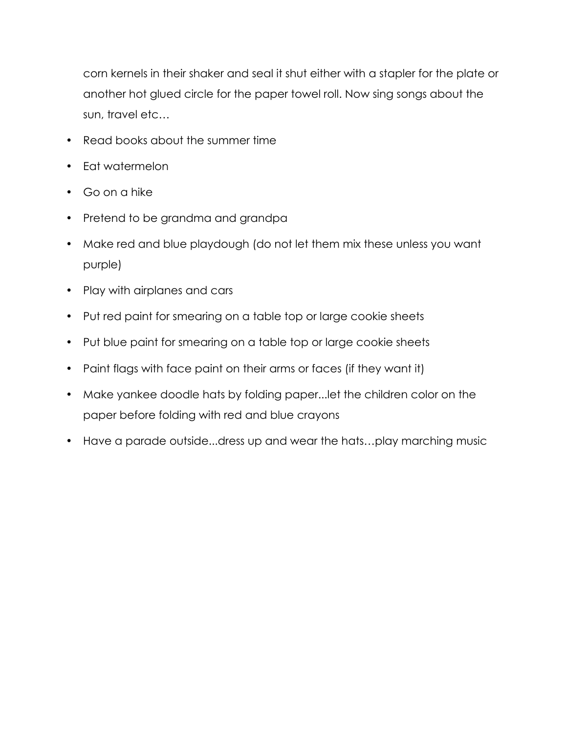corn kernels in their shaker and seal it shut either with a stapler for the plate or another hot glued circle for the paper towel roll. Now sing songs about the sun, travel etc…

- Read books about the summer time
- Eat watermelon
- Go on a hike
- Pretend to be grandma and grandpa
- Make red and blue playdough (do not let them mix these unless you want purple)
- Play with airplanes and cars
- Put red paint for smearing on a table top or large cookie sheets
- Put blue paint for smearing on a table top or large cookie sheets
- Paint flags with face paint on their arms or faces (if they want it)
- Make yankee doodle hats by folding paper...let the children color on the paper before folding with red and blue crayons
- Have a parade outside...dress up and wear the hats…play marching music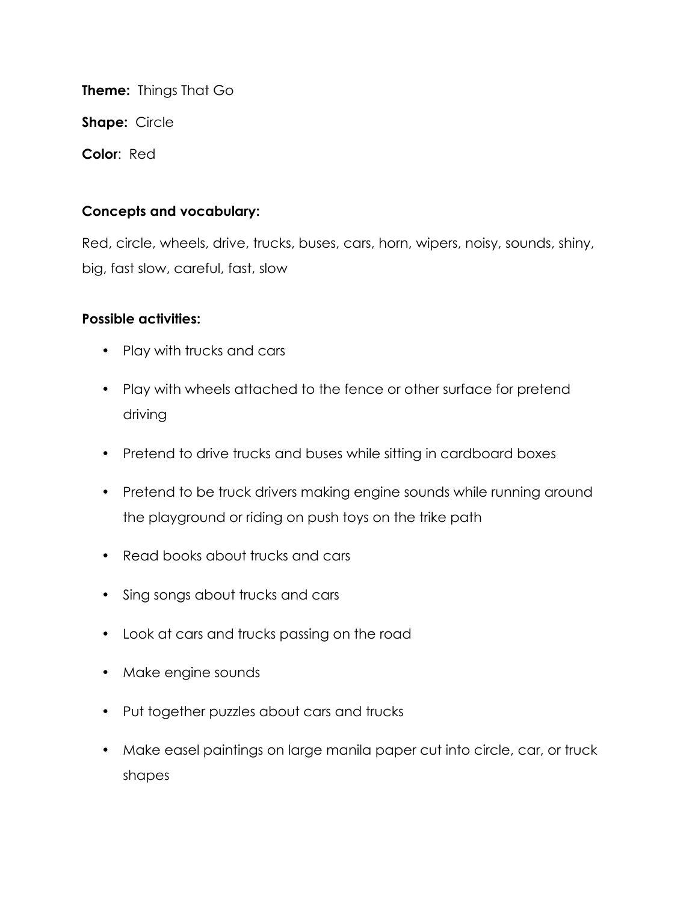**Theme:** Things That Go

**Shape:** Circle

**Color**: Red

**Concepts and vocabulary:**

Red, circle, wheels, drive, trucks, buses, cars, horn, wipers, noisy, sounds, shiny, big, fast slow, careful, fast, slow

**Possible activities:**

- Play with trucks and cars
- Play with wheels attached to the fence or other surface for pretend driving
- Pretend to drive trucks and buses while sitting in cardboard boxes
- Pretend to be truck drivers making engine sounds while running around the playground or riding on push toys on the trike path
- Read books about trucks and cars
- Sing songs about trucks and cars
- Look at cars and trucks passing on the road
- Make engine sounds
- Put together puzzles about cars and trucks
- Make easel paintings on large manila paper cut into circle, car, or truck shapes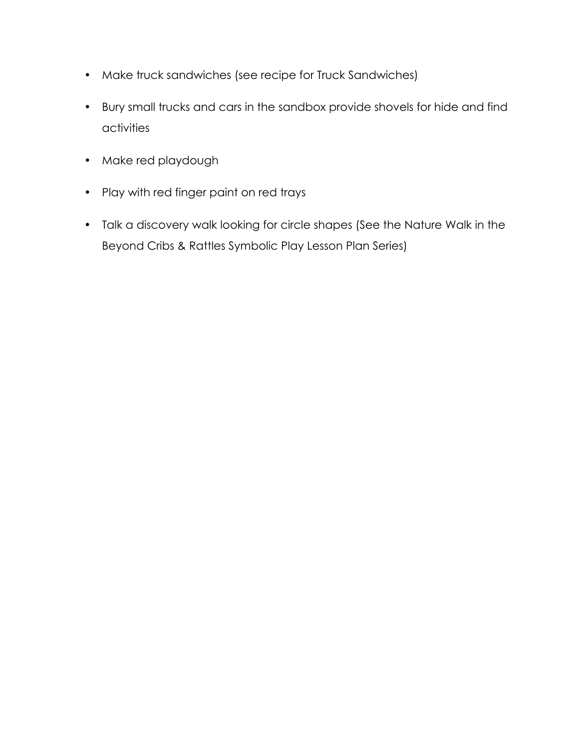- Make truck sandwiches (see recipe for Truck Sandwiches)
- Bury small trucks and cars in the sandbox provide shovels for hide and find activities
- Make red playdough
- Play with red finger paint on red trays
- Talk a discovery walk looking for circle shapes (See the Nature Walk in the Beyond Cribs & Rattles Symbolic Play Lesson Plan Series)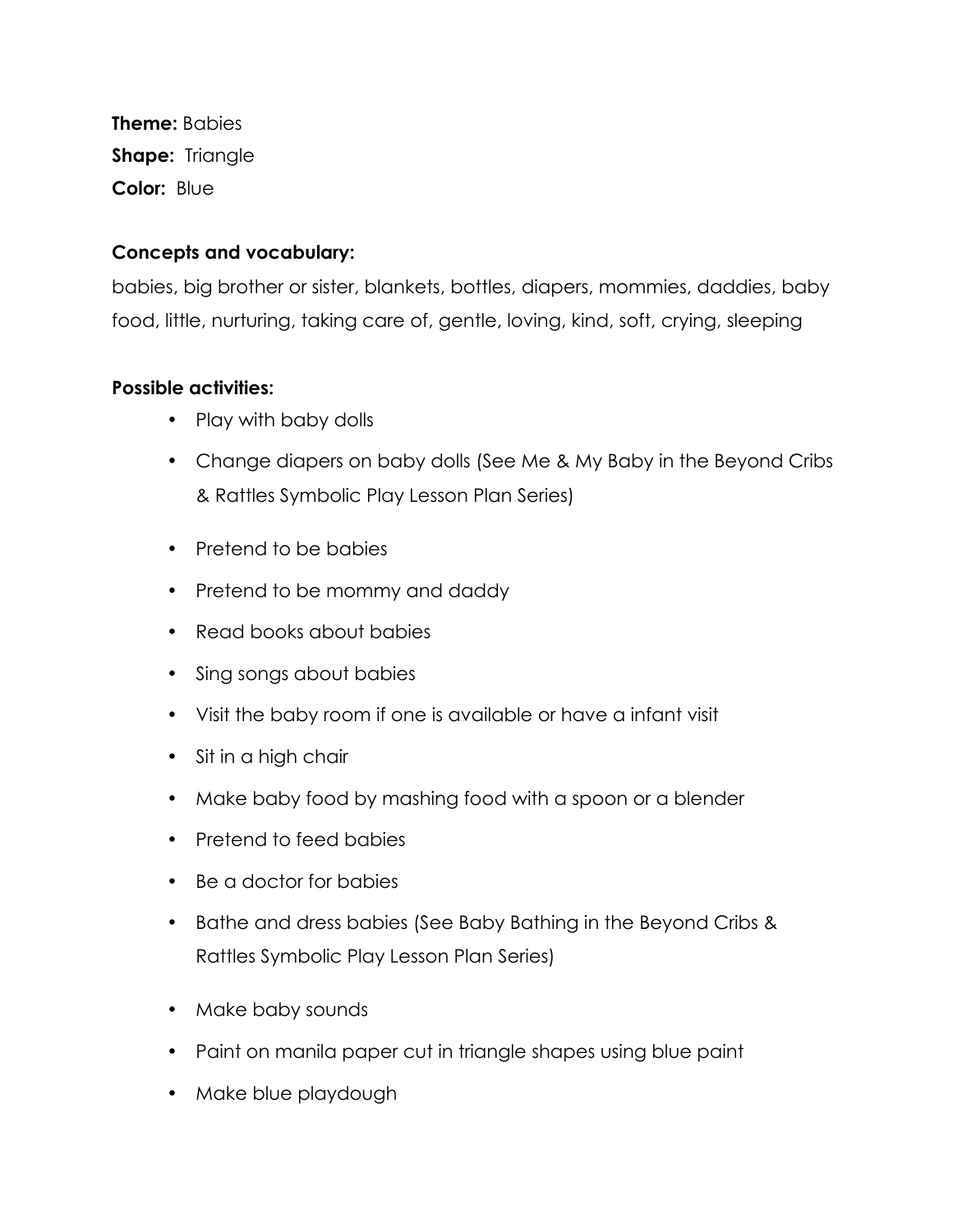**Theme:** Babies
**Shape:** Triangle
**Color:** Blue

**Concepts and vocabulary:**
babies, big brother or sister, blankets, bottles, diapers, mommies, daddies, baby food, little, nurturing, taking care of, gentle, loving, kind, soft, crying, sleeping

**Possible activities:**

- Play with baby dolls
- Change diapers on baby dolls (See Me & My Baby in the Beyond Cribs & Rattles Symbolic Play Lesson Plan Series)
- Pretend to be babies
- Pretend to be mommy and daddy
- Read books about babies
- Sing songs about babies
- Visit the baby room if one is available or have a infant visit
- Sit in a high chair
- Make baby food by mashing food with a spoon or a blender
- Pretend to feed babies
- Be a doctor for babies
- Bathe and dress babies (See Baby Bathing in the Beyond Cribs & Rattles Symbolic Play Lesson Plan Series)
- Make baby sounds
- Paint on manila paper cut in triangle shapes using blue paint
- Make blue playdough